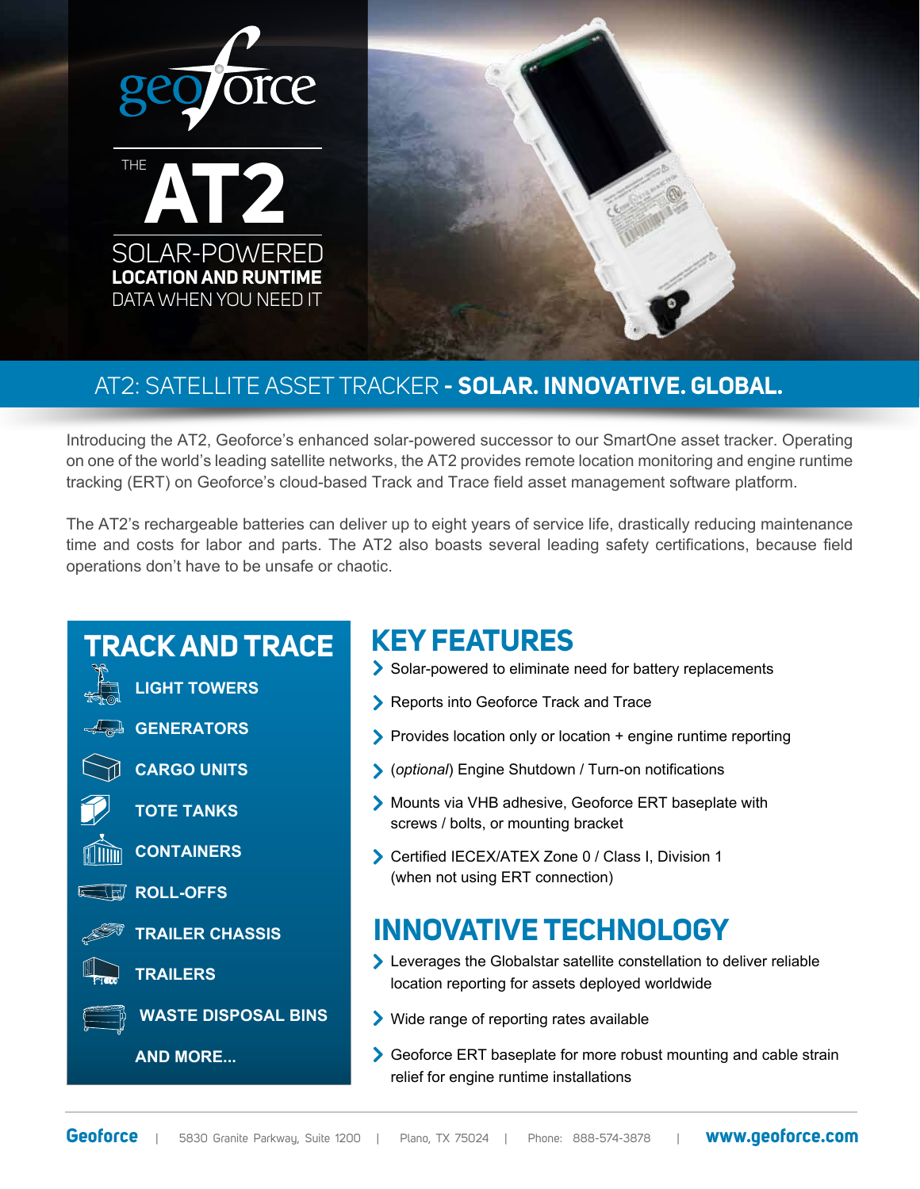# geoforce

# THE AT2

SOLAR-POWERED
**LOCATION AND RUNTIME**
DATA WHEN YOU NEED IT

## AT2: SATELLITE ASSET TRACKER - **SOLAR. INNOVATIVE. GLOBAL.**

Introducing the AT2, Geoforce's enhanced solar-powered successor to our SmartOne asset tracker. Operating on one of the world's leading satellite networks, the AT2 provides remote location monitoring and engine runtime tracking (ERT) on Geoforce's cloud-based Track and Trace field asset management software platform.

The AT2's rechargeable batteries can deliver up to eight years of service life, drastically reducing maintenance time and costs for labor and parts. The AT2 also boasts several leading safety certifications, because field operations don't have to be unsafe or chaotic.

## TRACK AND TRACE

- LIGHT TOWERS
- GENERATORS
- CARGO UNITS
- TOTE TANKS
- CONTAINERS
- ROLL-OFFS
- TRAILER CHASSIS
- TRAILERS
- WASTE DISPOSAL BINS
- AND MORE...

## KEY FEATURES

- Solar-powered to eliminate need for battery replacements
- Reports into Geoforce Track and Trace
- Provides location only or location + engine runtime reporting
- (*optional*) Engine Shutdown / Turn-on notifications
- Mounts via VHB adhesive, Geoforce ERT baseplate with screws / bolts, or mounting bracket
- Certified IECEX/ATEX Zone 0 / Class I, Division 1 (when not using ERT connection)

## INNOVATIVE TECHNOLOGY

- Leverages the Globalstar satellite constellation to deliver reliable location reporting for assets deployed worldwide
- Wide range of reporting rates available
- Geoforce ERT baseplate for more robust mounting and cable strain relief for engine runtime installations

**Geoforce** | 5830 Granite Parkway, Suite 1200 | Plano, TX 75024 | Phone: 888-574-3878 | **www.geoforce.com**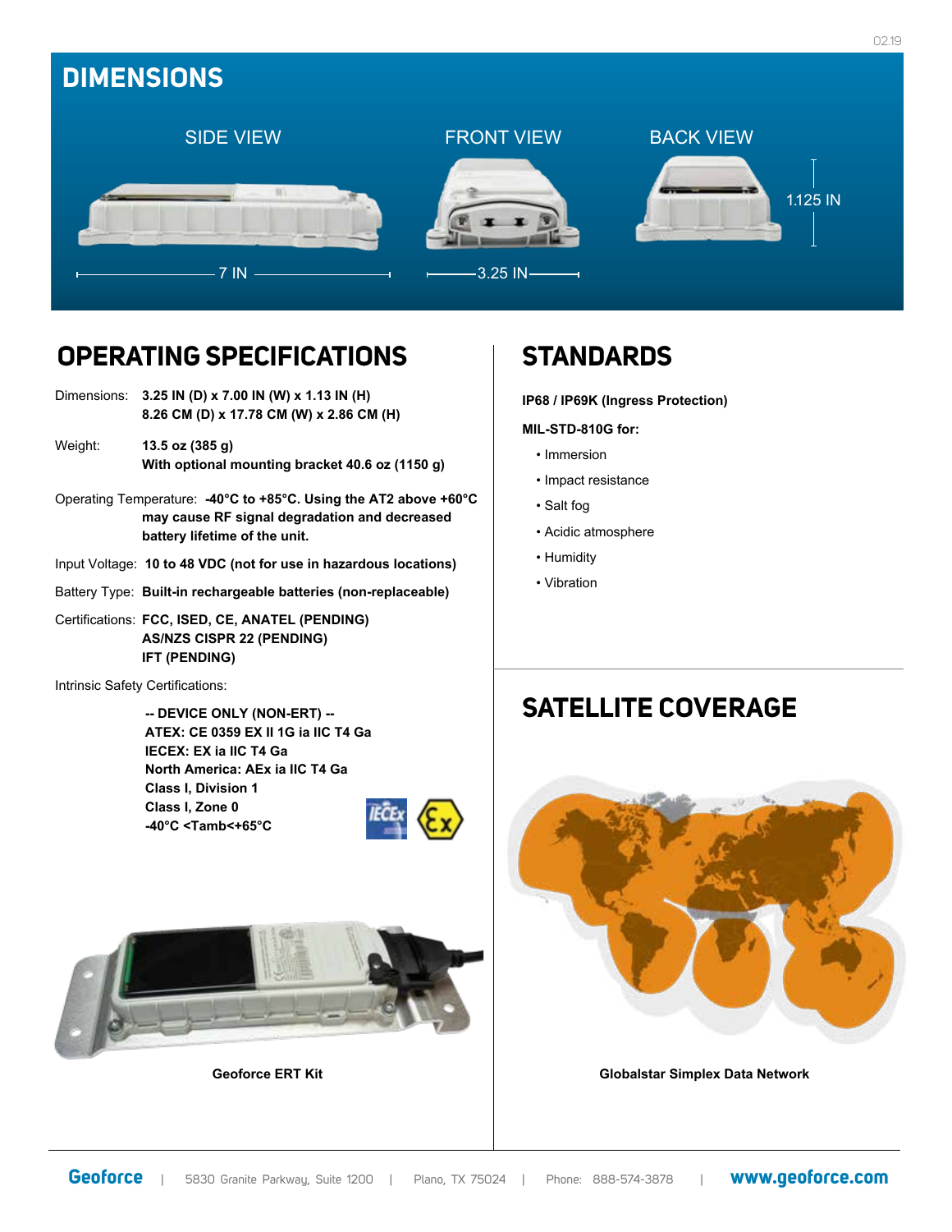## DIMENSIONS

SIDE VIEW

FRONT VIEW

BACK VIEW

1.125 IN

7 IN

3.25 IN

## OPERATING SPECIFICATIONS

Dimensions: **3.25 IN (D) x 7.00 IN (W) x 1.13 IN (H)**
**8.26 CM (D) x 17.78 CM (W) x 2.86 CM (H)**

Weight: **13.5 oz (385 g)**
**With optional mounting bracket 40.6 oz (1150 g)**

Operating Temperature: **-40°C to +85°C. Using the AT2 above +60°C may cause RF signal degradation and decreased battery lifetime of the unit.**

Input Voltage: **10 to 48 VDC (not for use in hazardous locations)**

Battery Type: **Built-in rechargeable batteries (non-replaceable)**

Certifications: **FCC, ISED, CE, ANATEL (PENDING)**
**AS/NZS CISPR 22 (PENDING)**
**IFT (PENDING)**

Intrinsic Safety Certifications:

**-- DEVICE ONLY (NON-ERT) --**
**ATEX: CE 0359 EX II 1G ia IIC T4 Ga**
**IECEX: EX ia IIC T4 Ga**
**North America: AEx ia IIC T4 Ga**
**Class I, Division 1**
**Class I, Zone 0**
**-40°C <Tamb<+65°C**

**Geoforce ERT Kit**

## STANDARDS

**IP68 / IP69K (Ingress Protection)**

**MIL-STD-810G for:**

- Immersion
- Impact resistance
- Salt fog
- Acidic atmosphere
- Humidity
- Vibration

## SATELLITE COVERAGE

**Globalstar Simplex Data Network**